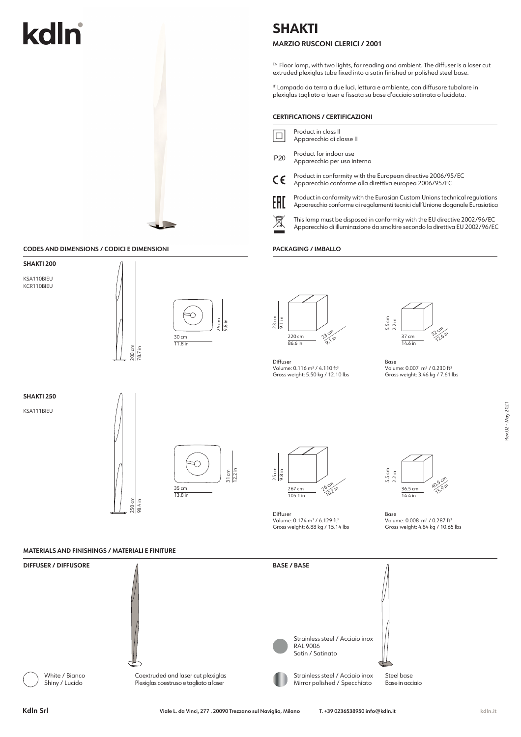# kdln

# SHAKTI

## MARZIO RUSCONI CLERICI / 2001

EN: Floor lamp, with two lights, for reading and ambient. The diffuser is a laser cut extruded plexiglas tube fixed into a satin finished or polished steel base.

IT: Lampada da terra a due luci, lettura e ambiente, con diffusore tubolare in plexiglas tagliato a laser e fissata su base d'acciaio satinata o lucidata.

### CERTIFICATIONS / CERTIFICAZIONI

- Product in class II
  Apparecchio di classe II
- IP20 Product for indoor use
  Apparecchio per uso interno
- CE Product in conformity with the European directive 2006/95/EC
  Apparecchio conforme alla direttiva europea 2006/95/EC
- EAC Product in conformity with the Eurasian Custom Unions technical regulations
  Apparecchio conforme ai regolamenti tecnici dell'Unione doganale Eurasiatica
- This lamp must be disposed in conformity with the EU directive 2002/96/EC
  Apparecchio di illuminazione da smaltire secondo la direttiva EU 2002/96/EC

### CODES AND DIMENSIONS / CODICI E DIMENSIONI

**SHAKTI 200**

KSA110BIEU
KCR110BIEU

200 cm / 78.7 in
30 cm / 11.8 in
25 cm / 9.8 in

**SHAKTI 250**

KSA111BIEU

250 cm / 98.4 in
35 cm / 13.8 in
31 cm / 12.2 in

### PACKAGING / IMBALLO

**Shakti 200**

Diffuser: 220 cm / 86.6 in × 23 cm / 9.1 in × 23 cm / 9.1 in
Volume: 0.116 m³ / 4.110 ft³
Gross weight: 5.50 kg / 12.10 lbs

Base: 37 cm / 14.6 in × 32 cm / 12.6 in × 5.5 cm / 2.2 in
Volume: 0.007 m³ / 0.230 ft³
Gross weight: 3.46 kg / 7.61 lbs

**Shakti 250**

Diffuser: 267 cm / 105.1 in × 26 cm / 10.2 in × 25 cm / 9.8 in
Volume: 0.174 m³ / 6.129 ft³
Gross weight: 6.88 kg / 15.14 lbs

Base: 36.5 cm / 14.4 in × 40.5 cm / 15.9 in × 5.5 cm / 2.2 in
Volume: 0.008 m³ / 0.287 ft³
Gross weight: 4.84 kg / 10.65 lbs

### MATERIALS AND FINISHINGS / MATERIALI E FINITURE

**DIFFUSER / DIFFUSORE**

White / Bianco
Shiny / Lucido

Coextruded and laser cut plexiglas
Plexiglas coestruso e tagliato a laser

**BASE / BASE**

Strainless steel / Acciaio inox
RAL 9006
Satin / Satinato

Strainless steel / Acciaio inox
Mirror polished / Specchiato

Steel base
Base in acciaio

Rev.02 - May 2021

Kdln Srl — Viale L. da Vinci, 277 . 20090 Trezzano sul Naviglio, Milano — T. +39 0236538950 info@kdln.it — kdln.it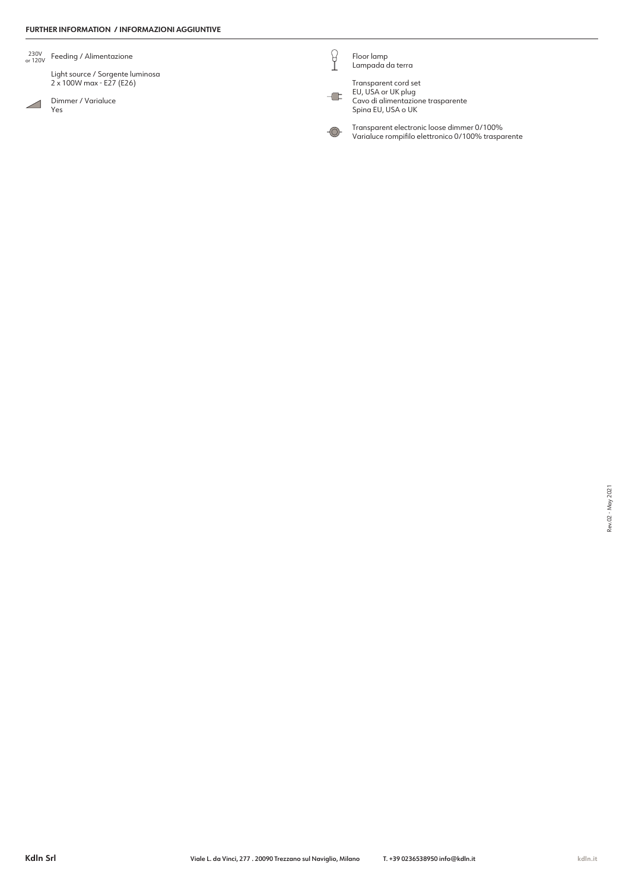**FURTHER INFORMATION / INFORMAZIONI AGGIUNTIVE**

230V or 120V Feeding / Alimentazione

Light source / Sorgente luminosa
2 x 100W max - E27 (E26)

Dimmer / Varialuce
Yes

Floor lamp
Lampada da terra

Transparent cord set
EU, USA or UK plug
Cavo di alimentazione trasparente
Spina EU, USA o UK

Transparent electronic loose dimmer 0/100%
Varialuce rompifilo elettronico 0/100% trasparente

Rev.02 - May 2021

**Kdln Srl** Viale L. da Vinci, 277 . 20090 Trezzano sul Naviglio, Milano T. +39 0236538950 info@kdln.it kdln.it